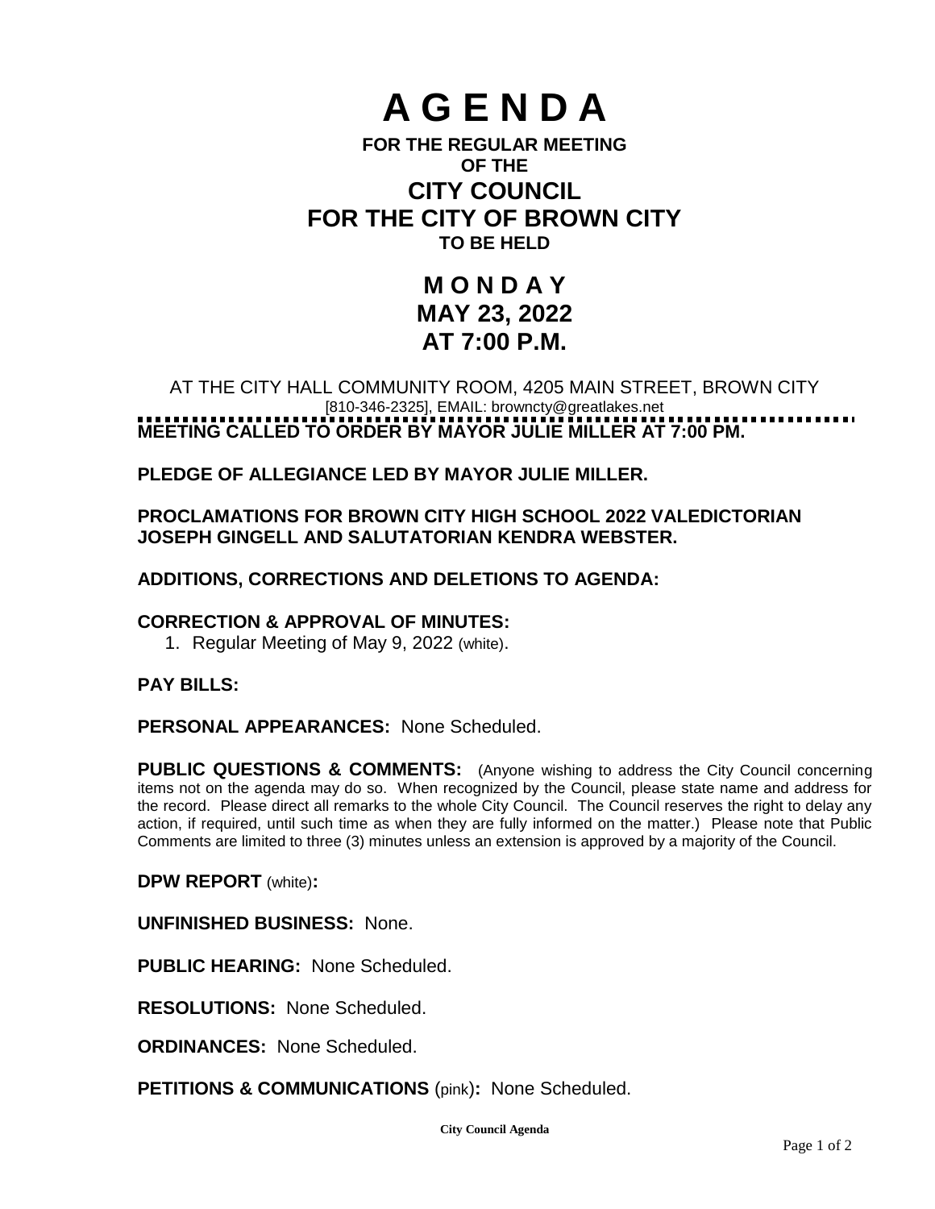# A G E N D A

**FOR THE REGULAR MEETING**
**OF THE**

## CITY COUNCIL
## FOR THE CITY OF BROWN CITY

**TO BE HELD**

## M O N D A Y
## MAY 23, 2022
## AT 7:00 P.M.

AT THE CITY HALL COMMUNITY ROOM, 4205 MAIN STREET, BROWN CITY
[810-346-2325], EMAIL: browncty@greatlakes.net

**MEETING CALLED TO ORDER BY MAYOR JULIE MILLER AT 7:00 PM.**

**PLEDGE OF ALLEGIANCE LED BY MAYOR JULIE MILLER.**

**PROCLAMATIONS FOR BROWN CITY HIGH SCHOOL 2022 VALEDICTORIAN JOSEPH GINGELL AND SALUTATORIAN KENDRA WEBSTER.**

**ADDITIONS, CORRECTIONS AND DELETIONS TO AGENDA:**

**CORRECTION & APPROVAL OF MINUTES:**

1. Regular Meeting of May 9, 2022 (white).

**PAY BILLS:**

**PERSONAL APPEARANCES:** None Scheduled.

**PUBLIC QUESTIONS & COMMENTS:** (Anyone wishing to address the City Council concerning items not on the agenda may do so. When recognized by the Council, please state name and address for the record. Please direct all remarks to the whole City Council. The Council reserves the right to delay any action, if required, until such time as when they are fully informed on the matter.) Please note that Public Comments are limited to three (3) minutes unless an extension is approved by a majority of the Council.

**DPW REPORT** (white)**:**

**UNFINISHED BUSINESS:** None.

**PUBLIC HEARING:** None Scheduled.

**RESOLUTIONS:** None Scheduled.

**ORDINANCES:** None Scheduled.

**PETITIONS & COMMUNICATIONS** (pink)**:** None Scheduled.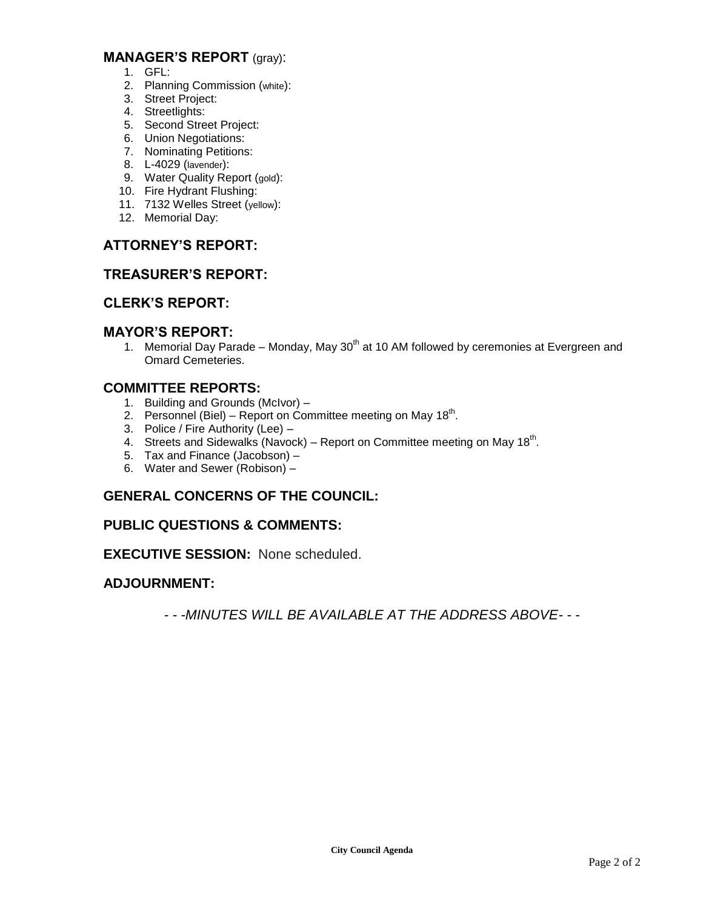## **MANAGER'S REPORT** (gray):

1. GFL:
2. Planning Commission (white):
3. Street Project:
4. Streetlights:
5. Second Street Project:
6. Union Negotiations:
7. Nominating Petitions:
8. L-4029 (lavender):
9. Water Quality Report (gold):
10. Fire Hydrant Flushing:
11. 7132 Welles Street (yellow):
12. Memorial Day:

## ATTORNEY'S REPORT:

## TREASURER'S REPORT:

## CLERK'S REPORT:

## MAYOR'S REPORT:

1. Memorial Day Parade – Monday, May 30th at 10 AM followed by ceremonies at Evergreen and Omard Cemeteries.

## COMMITTEE REPORTS:

1. Building and Grounds (McIvor) –
2. Personnel (Biel) – Report on Committee meeting on May 18th.
3. Police / Fire Authority (Lee) –
4. Streets and Sidewalks (Navock) – Report on Committee meeting on May 18th.
5. Tax and Finance (Jacobson) –
6. Water and Sewer (Robison) –

## GENERAL CONCERNS OF THE COUNCIL:

## PUBLIC QUESTIONS & COMMENTS:

## **EXECUTIVE SESSION:** None scheduled.

## ADJOURNMENT:

*- - -MINUTES WILL BE AVAILABLE AT THE ADDRESS ABOVE- - -*